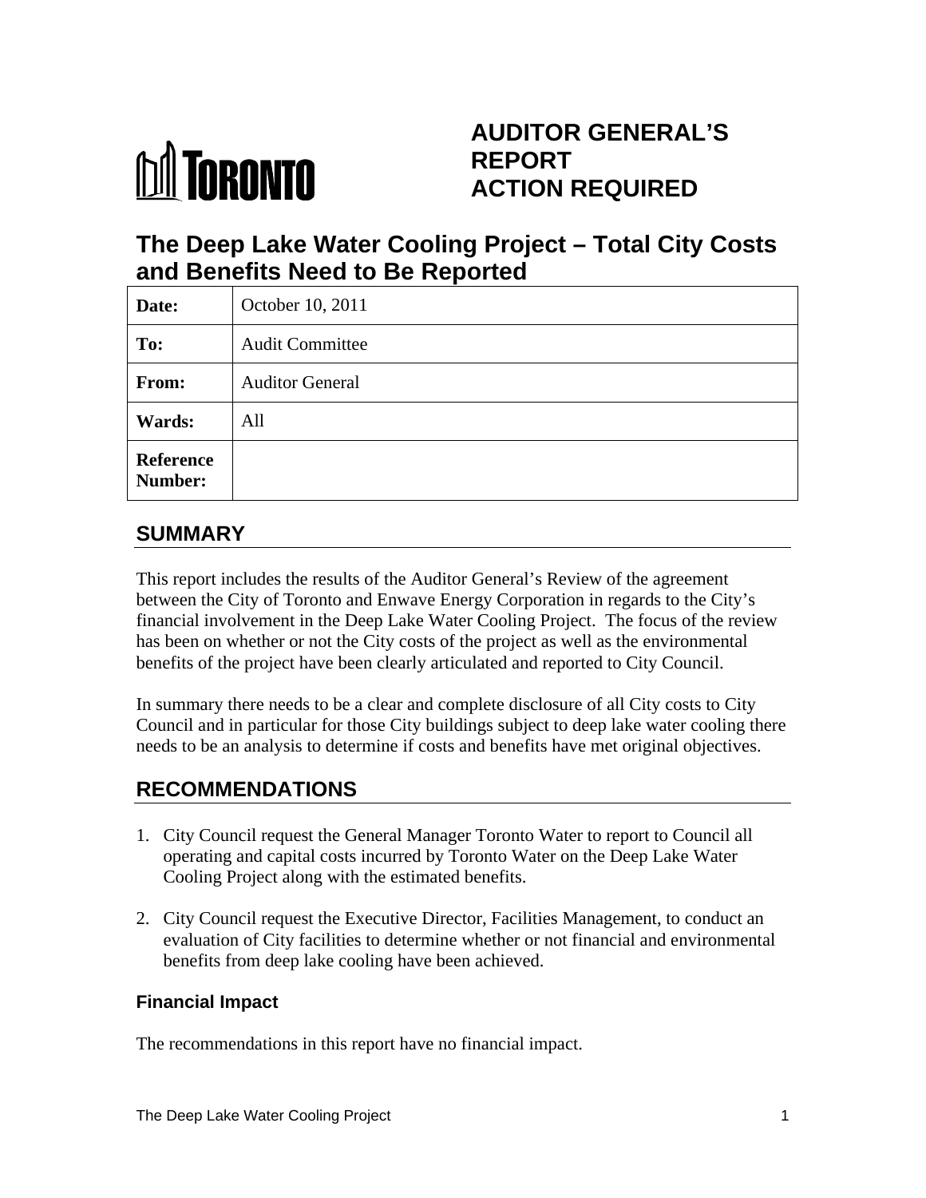# AUDITOR GENERAL'S REPORT ACTION REQUIRED

## The Deep Lake Water Cooling Project – Total City Costs and Benefits Need to Be Reported

| | |
|---|---|
| **Date:** | October 10, 2011 |
| **To:** | Audit Committee |
| **From:** | Auditor General |
| **Wards:** | All |
| **Reference Number:** | |

## SUMMARY

This report includes the results of the Auditor General's Review of the agreement between the City of Toronto and Enwave Energy Corporation in regards to the City's financial involvement in the Deep Lake Water Cooling Project. The focus of the review has been on whether or not the City costs of the project as well as the environmental benefits of the project have been clearly articulated and reported to City Council.

In summary there needs to be a clear and complete disclosure of all City costs to City Council and in particular for those City buildings subject to deep lake water cooling there needs to be an analysis to determine if costs and benefits have met original objectives.

## RECOMMENDATIONS

1. City Council request the General Manager Toronto Water to report to Council all operating and capital costs incurred by Toronto Water on the Deep Lake Water Cooling Project along with the estimated benefits.

2. City Council request the Executive Director, Facilities Management, to conduct an evaluation of City facilities to determine whether or not financial and environmental benefits from deep lake cooling have been achieved.

### Financial Impact

The recommendations in this report have no financial impact.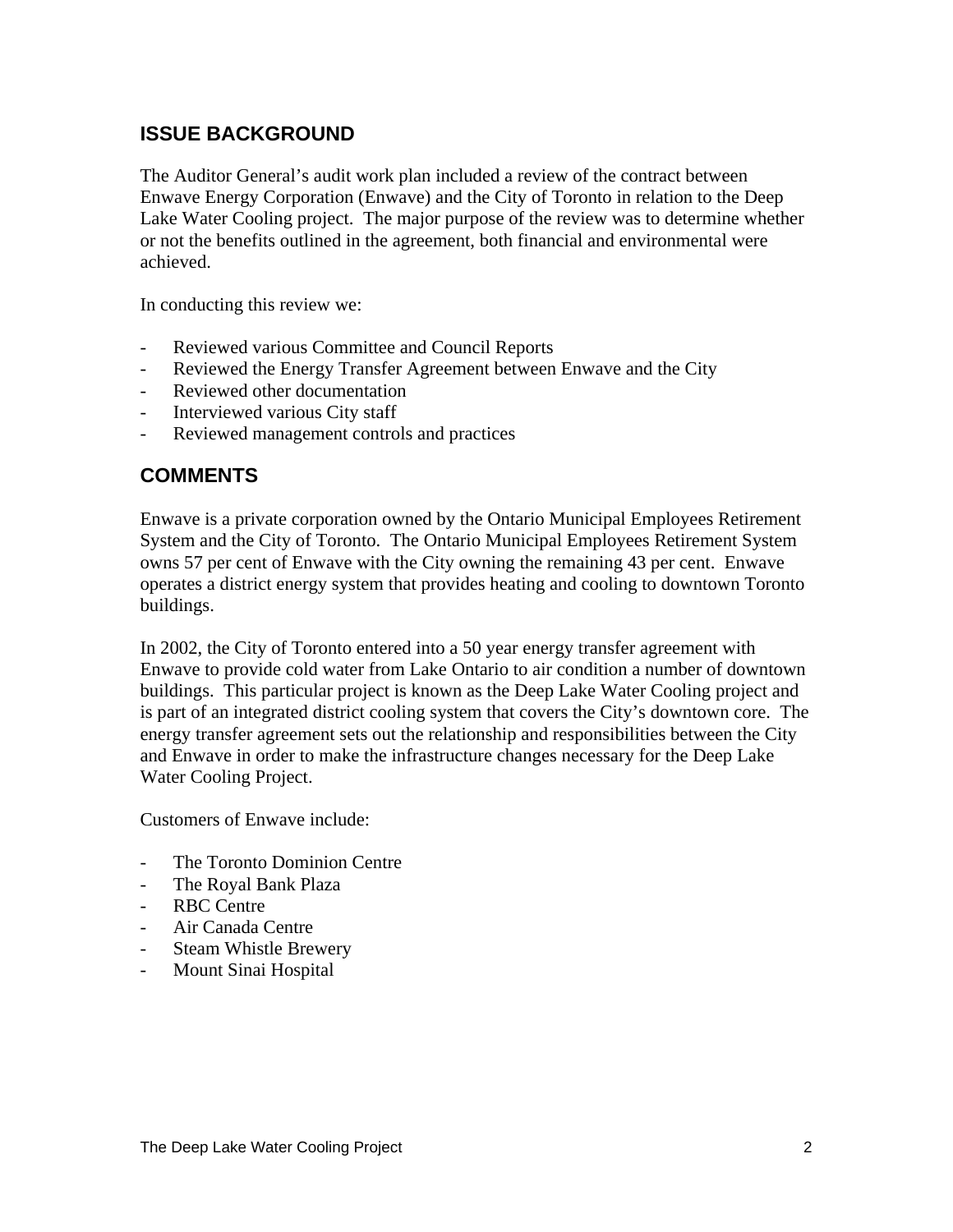## ISSUE BACKGROUND

The Auditor General's audit work plan included a review of the contract between Enwave Energy Corporation (Enwave) and the City of Toronto in relation to the Deep Lake Water Cooling project. The major purpose of the review was to determine whether or not the benefits outlined in the agreement, both financial and environmental were achieved.

In conducting this review we:

- Reviewed various Committee and Council Reports
- Reviewed the Energy Transfer Agreement between Enwave and the City
- Reviewed other documentation
- Interviewed various City staff
- Reviewed management controls and practices

## COMMENTS

Enwave is a private corporation owned by the Ontario Municipal Employees Retirement System and the City of Toronto. The Ontario Municipal Employees Retirement System owns 57 per cent of Enwave with the City owning the remaining 43 per cent. Enwave operates a district energy system that provides heating and cooling to downtown Toronto buildings.

In 2002, the City of Toronto entered into a 50 year energy transfer agreement with Enwave to provide cold water from Lake Ontario to air condition a number of downtown buildings. This particular project is known as the Deep Lake Water Cooling project and is part of an integrated district cooling system that covers the City's downtown core. The energy transfer agreement sets out the relationship and responsibilities between the City and Enwave in order to make the infrastructure changes necessary for the Deep Lake Water Cooling Project.

Customers of Enwave include:

- The Toronto Dominion Centre
- The Royal Bank Plaza
- RBC Centre
- Air Canada Centre
- Steam Whistle Brewery
- Mount Sinai Hospital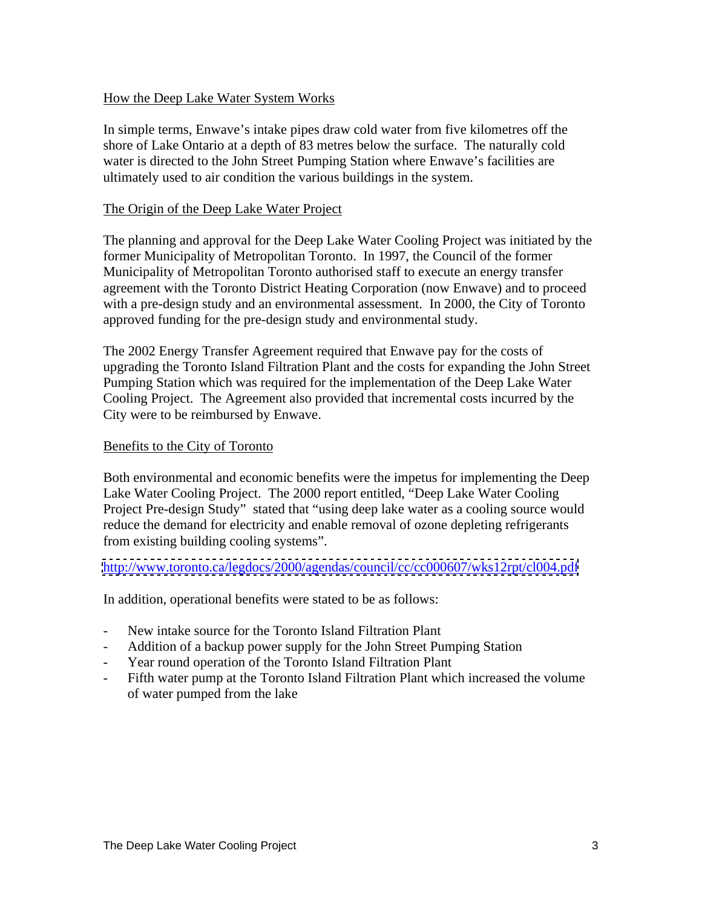## How the Deep Lake Water System Works

In simple terms, Enwave's intake pipes draw cold water from five kilometres off the shore of Lake Ontario at a depth of 83 metres below the surface. The naturally cold water is directed to the John Street Pumping Station where Enwave's facilities are ultimately used to air condition the various buildings in the system.

## The Origin of the Deep Lake Water Project

The planning and approval for the Deep Lake Water Cooling Project was initiated by the former Municipality of Metropolitan Toronto. In 1997, the Council of the former Municipality of Metropolitan Toronto authorised staff to execute an energy transfer agreement with the Toronto District Heating Corporation (now Enwave) and to proceed with a pre-design study and an environmental assessment. In 2000, the City of Toronto approved funding for the pre-design study and environmental study.

The 2002 Energy Transfer Agreement required that Enwave pay for the costs of upgrading the Toronto Island Filtration Plant and the costs for expanding the John Street Pumping Station which was required for the implementation of the Deep Lake Water Cooling Project. The Agreement also provided that incremental costs incurred by the City were to be reimbursed by Enwave.

## Benefits to the City of Toronto

Both environmental and economic benefits were the impetus for implementing the Deep Lake Water Cooling Project. The 2000 report entitled, "Deep Lake Water Cooling Project Pre-design Study" stated that "using deep lake water as a cooling source would reduce the demand for electricity and enable removal of ozone depleting refrigerants from existing building cooling systems".

http://www.toronto.ca/legdocs/2000/agendas/council/cc/cc000607/wks12rpt/cl004.pdf

In addition, operational benefits were stated to be as follows:

- New intake source for the Toronto Island Filtration Plant
- Addition of a backup power supply for the John Street Pumping Station
- Year round operation of the Toronto Island Filtration Plant
- Fifth water pump at the Toronto Island Filtration Plant which increased the volume of water pumped from the lake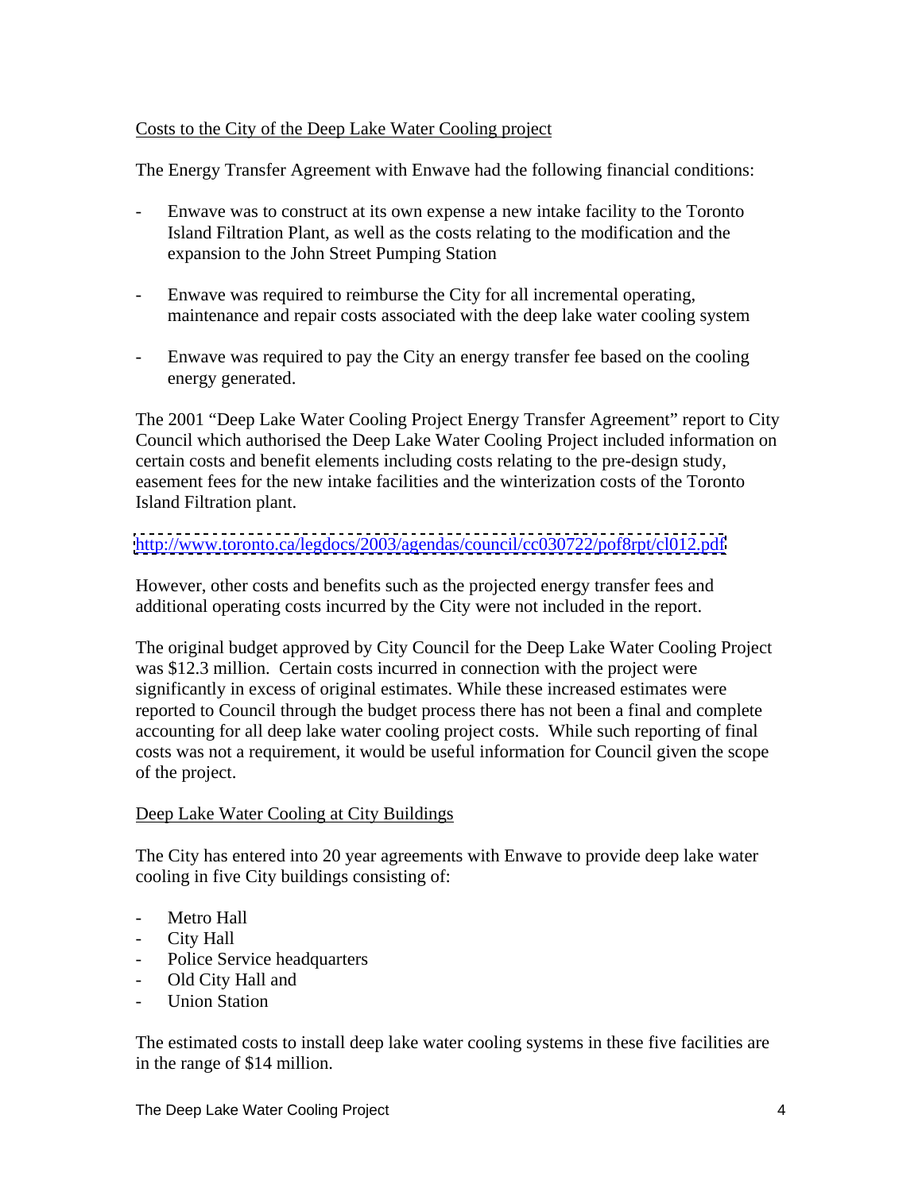Costs to the City of the Deep Lake Water Cooling project

The Energy Transfer Agreement with Enwave had the following financial conditions:

- Enwave was to construct at its own expense a new intake facility to the Toronto Island Filtration Plant, as well as the costs relating to the modification and the expansion to the John Street Pumping Station

- Enwave was required to reimburse the City for all incremental operating, maintenance and repair costs associated with the deep lake water cooling system

- Enwave was required to pay the City an energy transfer fee based on the cooling energy generated.

The 2001 "Deep Lake Water Cooling Project Energy Transfer Agreement" report to City Council which authorised the Deep Lake Water Cooling Project included information on certain costs and benefit elements including costs relating to the pre-design study, easement fees for the new intake facilities and the winterization costs of the Toronto Island Filtration plant.

http://www.toronto.ca/legdocs/2003/agendas/council/cc030722/pof8rpt/cl012.pdf

However, other costs and benefits such as the projected energy transfer fees and additional operating costs incurred by the City were not included in the report.

The original budget approved by City Council for the Deep Lake Water Cooling Project was $12.3 million. Certain costs incurred in connection with the project were significantly in excess of original estimates. While these increased estimates were reported to Council through the budget process there has not been a final and complete accounting for all deep lake water cooling project costs. While such reporting of final costs was not a requirement, it would be useful information for Council given the scope of the project.

Deep Lake Water Cooling at City Buildings

The City has entered into 20 year agreements with Enwave to provide deep lake water cooling in five City buildings consisting of:

- Metro Hall
- City Hall
- Police Service headquarters
- Old City Hall and
- Union Station

The estimated costs to install deep lake water cooling systems in these five facilities are in the range of $14 million.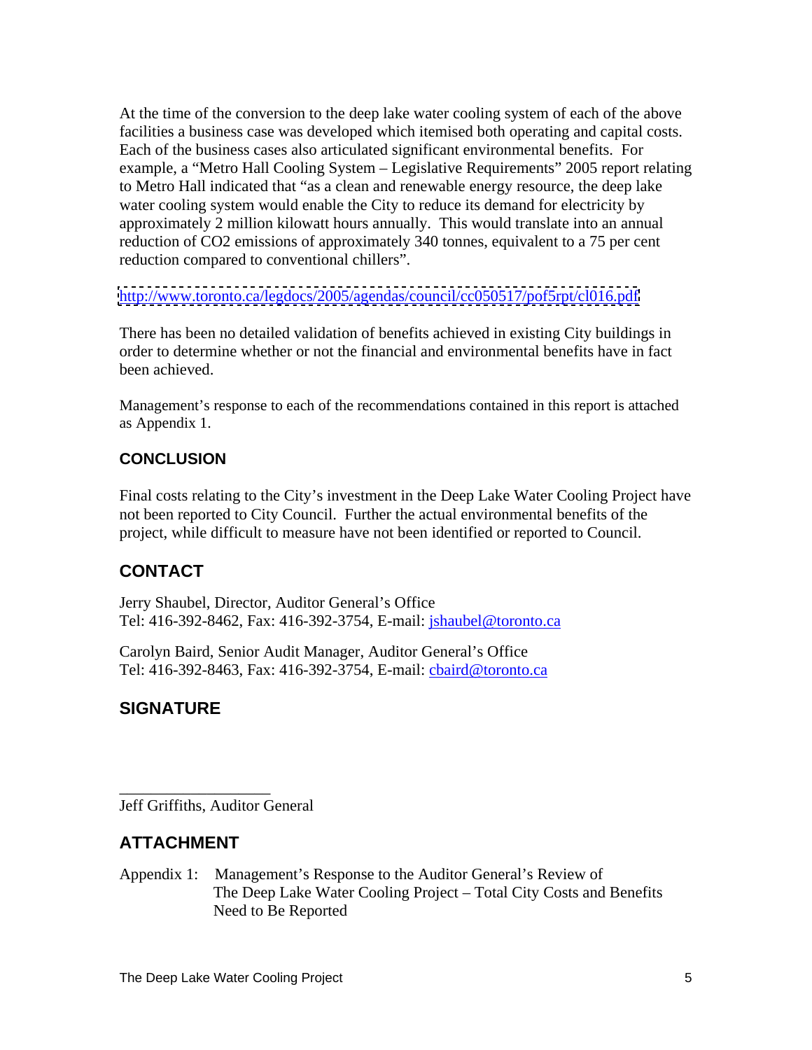At the time of the conversion to the deep lake water cooling system of each of the above facilities a business case was developed which itemised both operating and capital costs. Each of the business cases also articulated significant environmental benefits. For example, a "Metro Hall Cooling System – Legislative Requirements" 2005 report relating to Metro Hall indicated that "as a clean and renewable energy resource, the deep lake water cooling system would enable the City to reduce its demand for electricity by approximately 2 million kilowatt hours annually. This would translate into an annual reduction of $CO_2$ emissions of approximately 340 tonnes, equivalent to a 75 per cent reduction compared to conventional chillers".

http://www.toronto.ca/legdocs/2005/agendas/council/cc050517/pof5rpt/cl016.pdf

There has been no detailed validation of benefits achieved in existing City buildings in order to determine whether or not the financial and environmental benefits have in fact been achieved.

Management's response to each of the recommendations contained in this report is attached as Appendix 1.

## CONCLUSION

Final costs relating to the City's investment in the Deep Lake Water Cooling Project have not been reported to City Council. Further the actual environmental benefits of the project, while difficult to measure have not been identified or reported to Council.

## CONTACT

Jerry Shaubel, Director, Auditor General's Office
Tel: 416-392-8462, Fax: 416-392-3754, E-mail: jshaubel@toronto.ca

Carolyn Baird, Senior Audit Manager, Auditor General's Office
Tel: 416-392-8463, Fax: 416-392-3754, E-mail: cbaird@toronto.ca

## SIGNATURE

___________________
Jeff Griffiths, Auditor General

## ATTACHMENT

Appendix 1: Management's Response to the Auditor General's Review of The Deep Lake Water Cooling Project – Total City Costs and Benefits Need to Be Reported